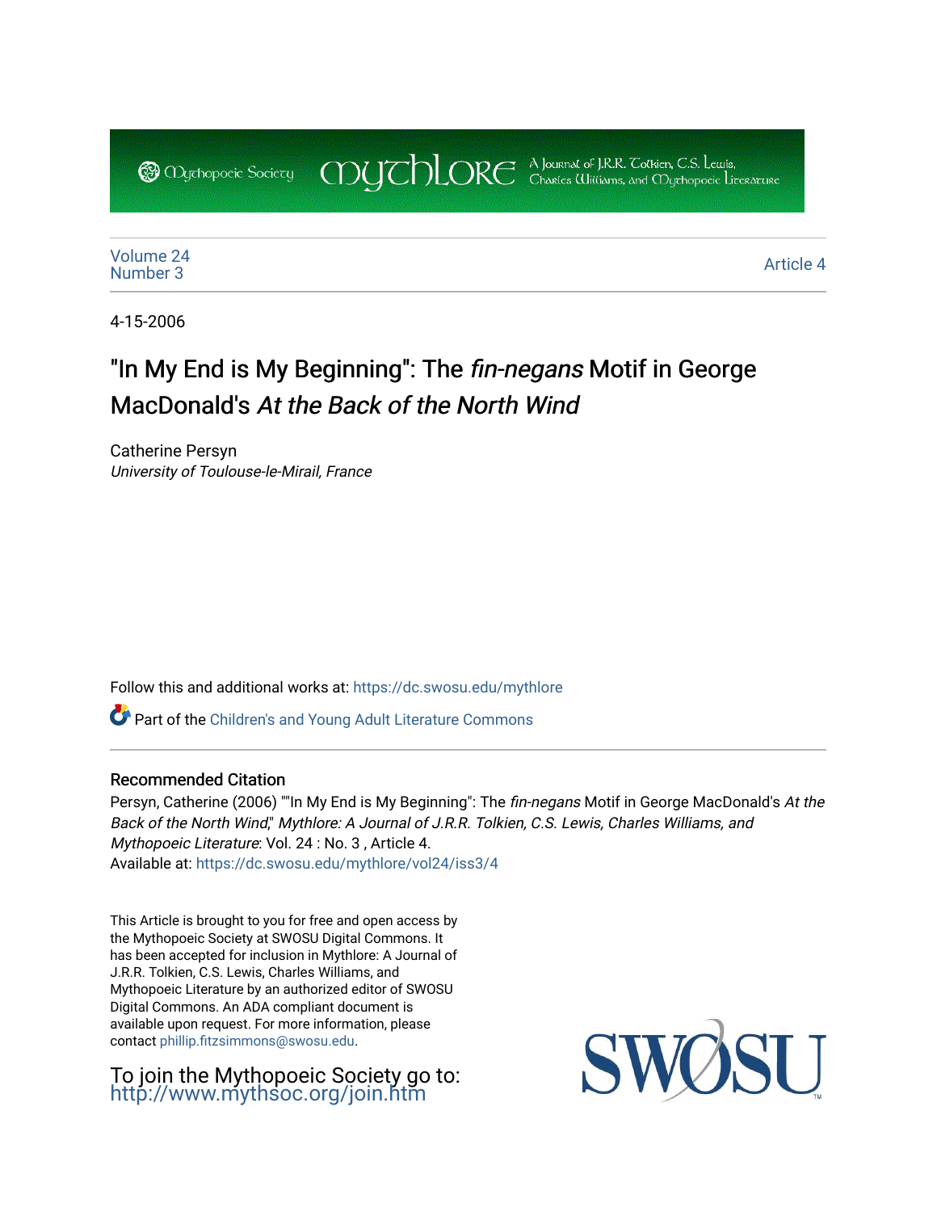Volume 24
Number 3

Article 4

4-15-2006

# "In My End is My Beginning": The *fin-negans* Motif in George MacDonald's *At the Back of the North Wind*

Catherine Persyn
*University of Toulouse-le-Mirail, France*

Follow this and additional works at: https://dc.swosu.edu/mythlore

Part of the Children's and Young Adult Literature Commons

## Recommended Citation

Persyn, Catherine (2006) ""In My End is My Beginning": The *fin-negans* Motif in George MacDonald's *At the Back of the North Wind*," *Mythlore: A Journal of J.R.R. Tolkien, C.S. Lewis, Charles Williams, and Mythopoeic Literature*: Vol. 24 : No. 3 , Article 4.
Available at: https://dc.swosu.edu/mythlore/vol24/iss3/4

This Article is brought to you for free and open access by the Mythopoeic Society at SWOSU Digital Commons. It has been accepted for inclusion in Mythlore: A Journal of J.R.R. Tolkien, C.S. Lewis, Charles Williams, and Mythopoeic Literature by an authorized editor of SWOSU Digital Commons. An ADA compliant document is available upon request. For more information, please contact phillip.fitzsimmons@swosu.edu.

To join the Mythopoeic Society go to: http://www.mythsoc.org/join.htm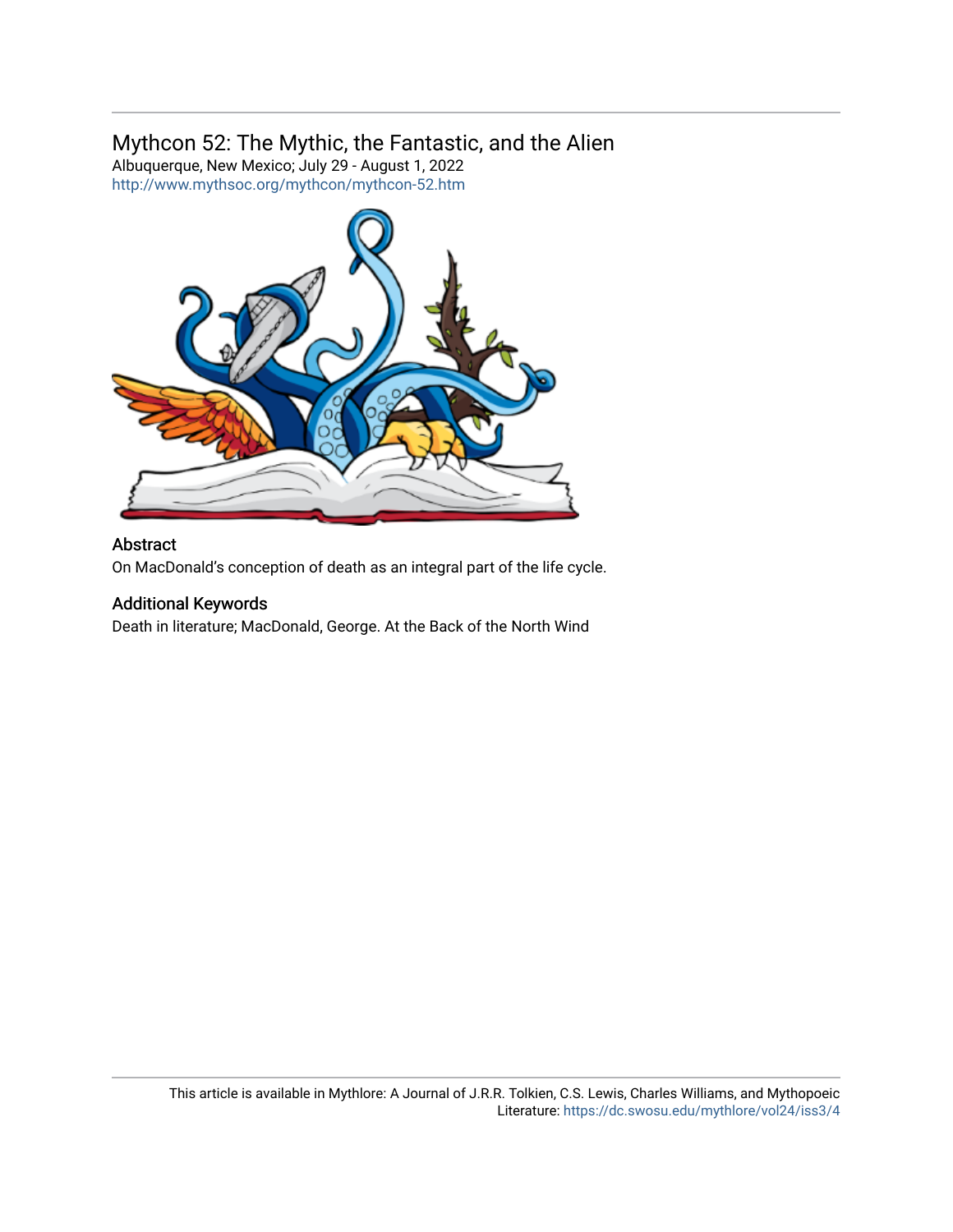## Mythcon 52: The Mythic, the Fantastic, and the Alien

Albuquerque, New Mexico; July 29 - August 1, 2022

http://www.mythsoc.org/mythcon/mythcon-52.htm

### Abstract

On MacDonald's conception of death as an integral part of the life cycle.

### Additional Keywords

Death in literature; MacDonald, George. At the Back of the North Wind

This article is available in Mythlore: A Journal of J.R.R. Tolkien, C.S. Lewis, Charles Williams, and Mythopoeic Literature: https://dc.swosu.edu/mythlore/vol24/iss3/4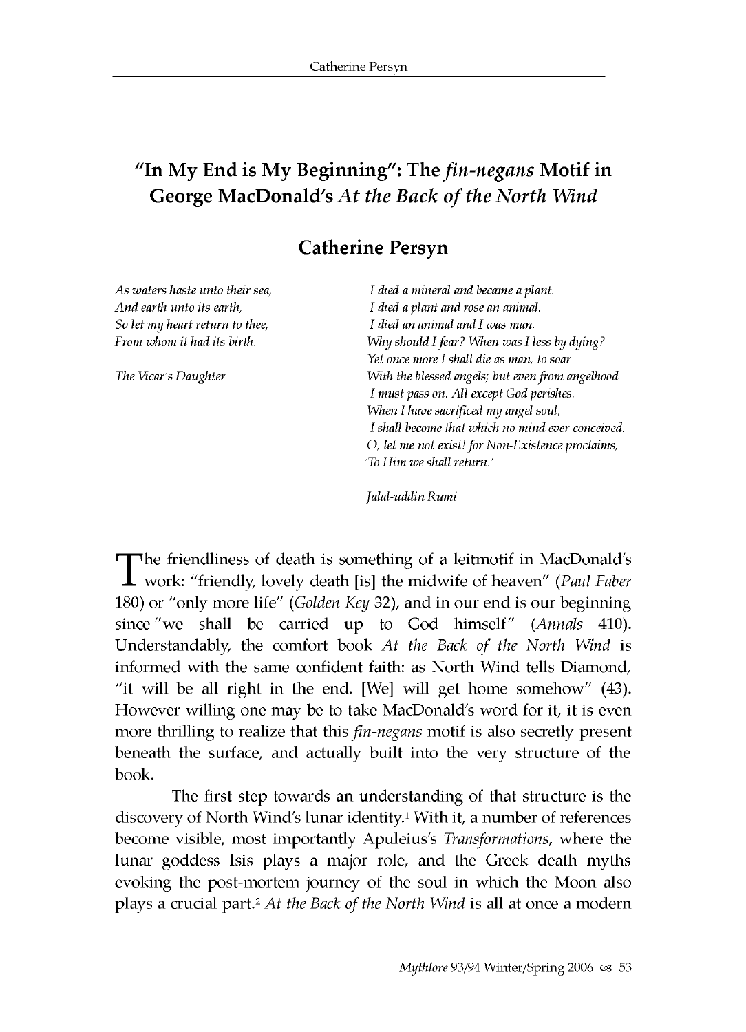# "In My End is My Beginning": The *fin-negans* Motif in George MacDonald's *At the Back of the North Wind*

## Catherine Persyn

*As waters haste unto their sea,*
*And earth unto its earth,*
*So let my heart return to thee,*
*From whom it had its birth.*

*The Vicar's Daughter*

*I died a mineral and became a plant.*
*I died a plant and rose an animal.*
*I died an animal and I was man.*
*Why should I fear? When was I less by dying?*
*Yet once more I shall die as man, to soar*
*With the blessed angels; but even from angelhood*
*I must pass on. All except God perishes.*
*When I have sacrificed my angel soul,*
*I shall become that which no mind ever conceived.*
*O, let me not exist! for Non-Existence proclaims,*
*'To Him we shall return.'*

*Jalal-uddin Rumi*

The friendliness of death is something of a leitmotif in MacDonald's work: "friendly, lovely death [is] the midwife of heaven" (*Paul Faber* 180) or "only more life" (*Golden Key* 32), and in our end is our beginning since "we shall be carried up to God himself" (*Annals* 410). Understandably, the comfort book *At the Back of the North Wind* is informed with the same confident faith: as North Wind tells Diamond, "it will be all right in the end. [We] will get home somehow" (43). However willing one may be to take MacDonald's word for it, it is even more thrilling to realize that this *fin-negans* motif is also secretly present beneath the surface, and actually built into the very structure of the book.

The first step towards an understanding of that structure is the discovery of North Wind's lunar identity.[1] With it, a number of references become visible, most importantly Apuleius's *Transformations*, where the lunar goddess Isis plays a major role, and the Greek death myths evoking the post-mortem journey of the soul in which the Moon also plays a crucial part.[2] *At the Back of the North Wind* is all at once a modern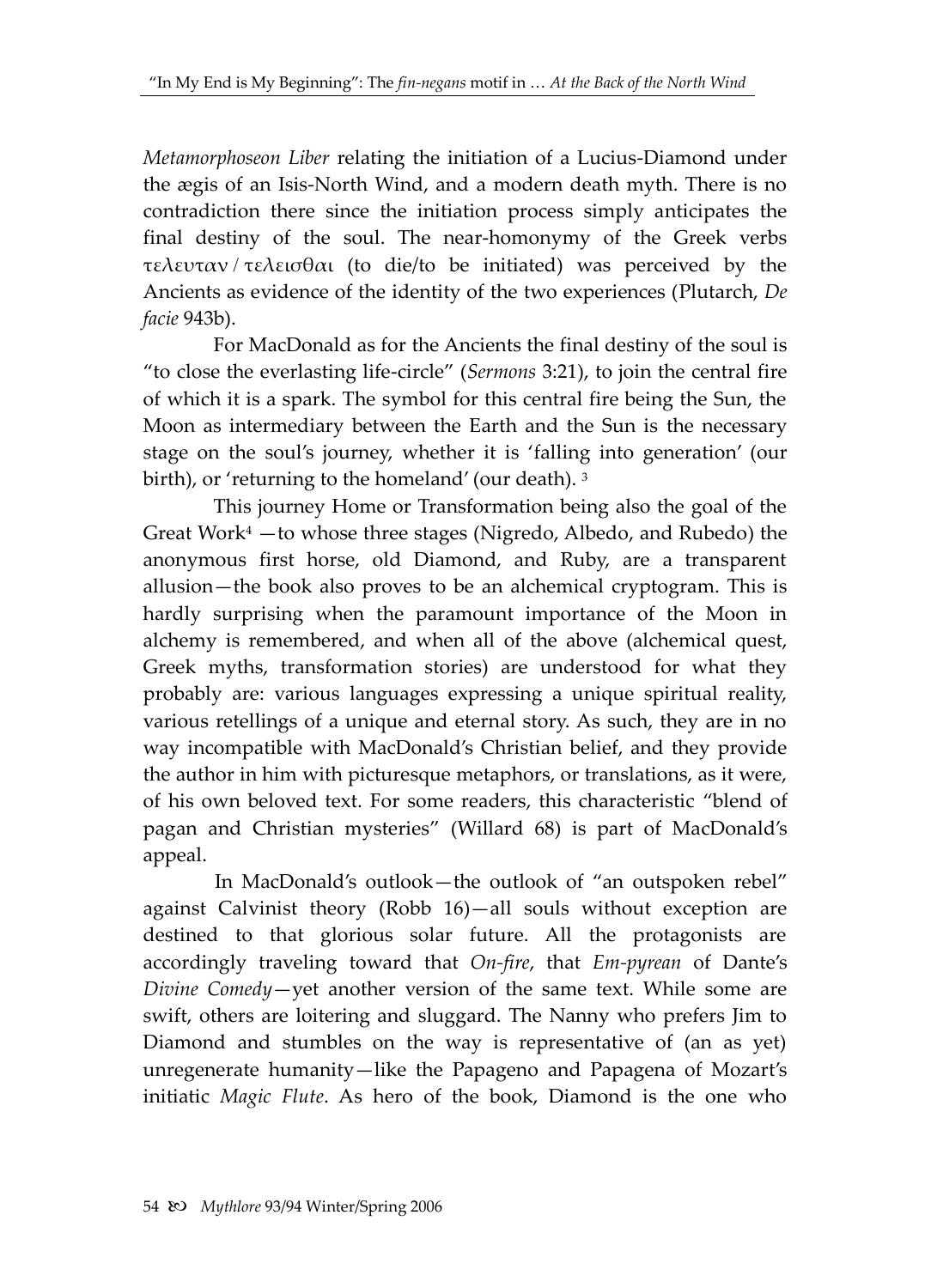*Metamorphoseon Liber* relating the initiation of a Lucius-Diamond under the ægis of an Isis-North Wind, and a modern death myth. There is no contradiction there since the initiation process simply anticipates the final destiny of the soul. The near-homonymy of the Greek verbs τελευταν / τελεισθαι (to die/to be initiated) was perceived by the Ancients as evidence of the identity of the two experiences (Plutarch, *De facie* 943b).

For MacDonald as for the Ancients the final destiny of the soul is "to close the everlasting life-circle" (*Sermons* 3:21), to join the central fire of which it is a spark. The symbol for this central fire being the Sun, the Moon as intermediary between the Earth and the Sun is the necessary stage on the soul's journey, whether it is 'falling into generation' (our birth), or 'returning to the homeland' (our death). [3]

This journey Home or Transformation being also the goal of the Great Work[4] —to whose three stages (Nigredo, Albedo, and Rubedo) the anonymous first horse, old Diamond, and Ruby, are a transparent allusion—the book also proves to be an alchemical cryptogram. This is hardly surprising when the paramount importance of the Moon in alchemy is remembered, and when all of the above (alchemical quest, Greek myths, transformation stories) are understood for what they probably are: various languages expressing a unique spiritual reality, various retellings of a unique and eternal story. As such, they are in no way incompatible with MacDonald's Christian belief, and they provide the author in him with picturesque metaphors, or translations, as it were, of his own beloved text. For some readers, this characteristic "blend of pagan and Christian mysteries" (Willard 68) is part of MacDonald's appeal.

In MacDonald's outlook—the outlook of "an outspoken rebel" against Calvinist theory (Robb 16)—all souls without exception are destined to that glorious solar future. All the protagonists are accordingly traveling toward that *On-fire*, that *Em-pyrean* of Dante's *Divine Comedy*—yet another version of the same text. While some are swift, others are loitering and sluggard. The Nanny who prefers Jim to Diamond and stumbles on the way is representative of (an as yet) unregenerate humanity—like the Papageno and Papagena of Mozart's initiatic *Magic Flute*. As hero of the book, Diamond is the one who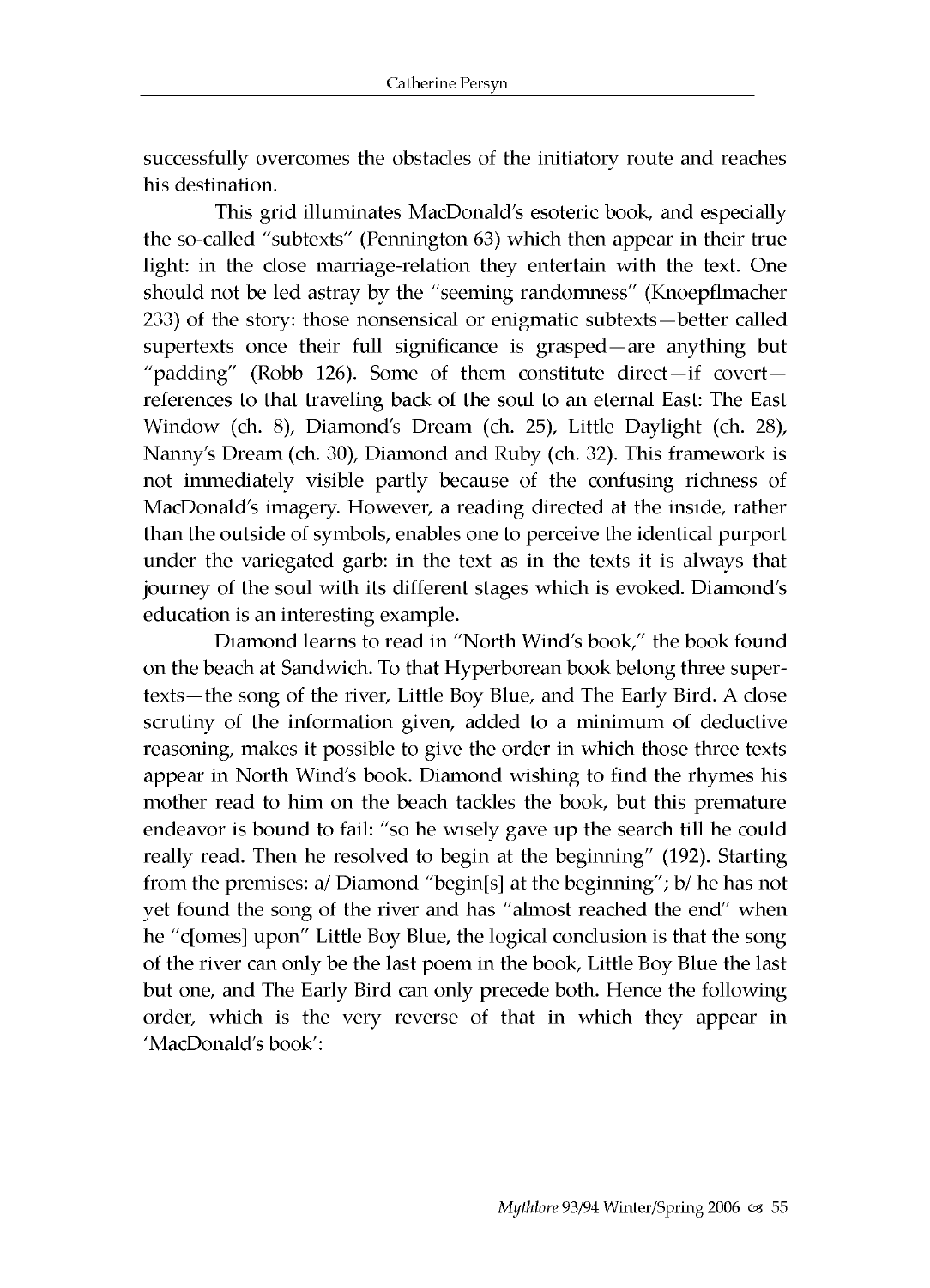successfully overcomes the obstacles of the initiatory route and reaches his destination.

This grid illuminates MacDonald's esoteric book, and especially the so-called "subtexts" (Pennington 63) which then appear in their true light: in the close marriage-relation they entertain with the text. One should not be led astray by the "seeming randomness" (Knoepflmacher 233) of the story: those nonsensical or enigmatic subtexts—better called supertexts once their full significance is grasped—are anything but "padding" (Robb 126). Some of them constitute direct—if covert—references to that traveling back of the soul to an eternal East: The East Window (ch. 8), Diamond's Dream (ch. 25), Little Daylight (ch. 28), Nanny's Dream (ch. 30), Diamond and Ruby (ch. 32). This framework is not immediately visible partly because of the confusing richness of MacDonald's imagery. However, a reading directed at the inside, rather than the outside of symbols, enables one to perceive the identical purport under the variegated garb: in the text as in the texts it is always that journey of the soul with its different stages which is evoked. Diamond's education is an interesting example.

Diamond learns to read in "North Wind's book," the book found on the beach at Sandwich. To that Hyperborean book belong three super-texts—the song of the river, Little Boy Blue, and The Early Bird. A close scrutiny of the information given, added to a minimum of deductive reasoning, makes it possible to give the order in which those three texts appear in North Wind's book. Diamond wishing to find the rhymes his mother read to him on the beach tackles the book, but this premature endeavor is bound to fail: "so he wisely gave up the search till he could really read. Then he resolved to begin at the beginning" (192). Starting from the premises: a/ Diamond "begin[s] at the beginning"; b/ he has not yet found the song of the river and has "almost reached the end" when he "c[omes] upon" Little Boy Blue, the logical conclusion is that the song of the river can only be the last poem in the book, Little Boy Blue the last but one, and The Early Bird can only precede both. Hence the following order, which is the very reverse of that in which they appear in 'MacDonald's book':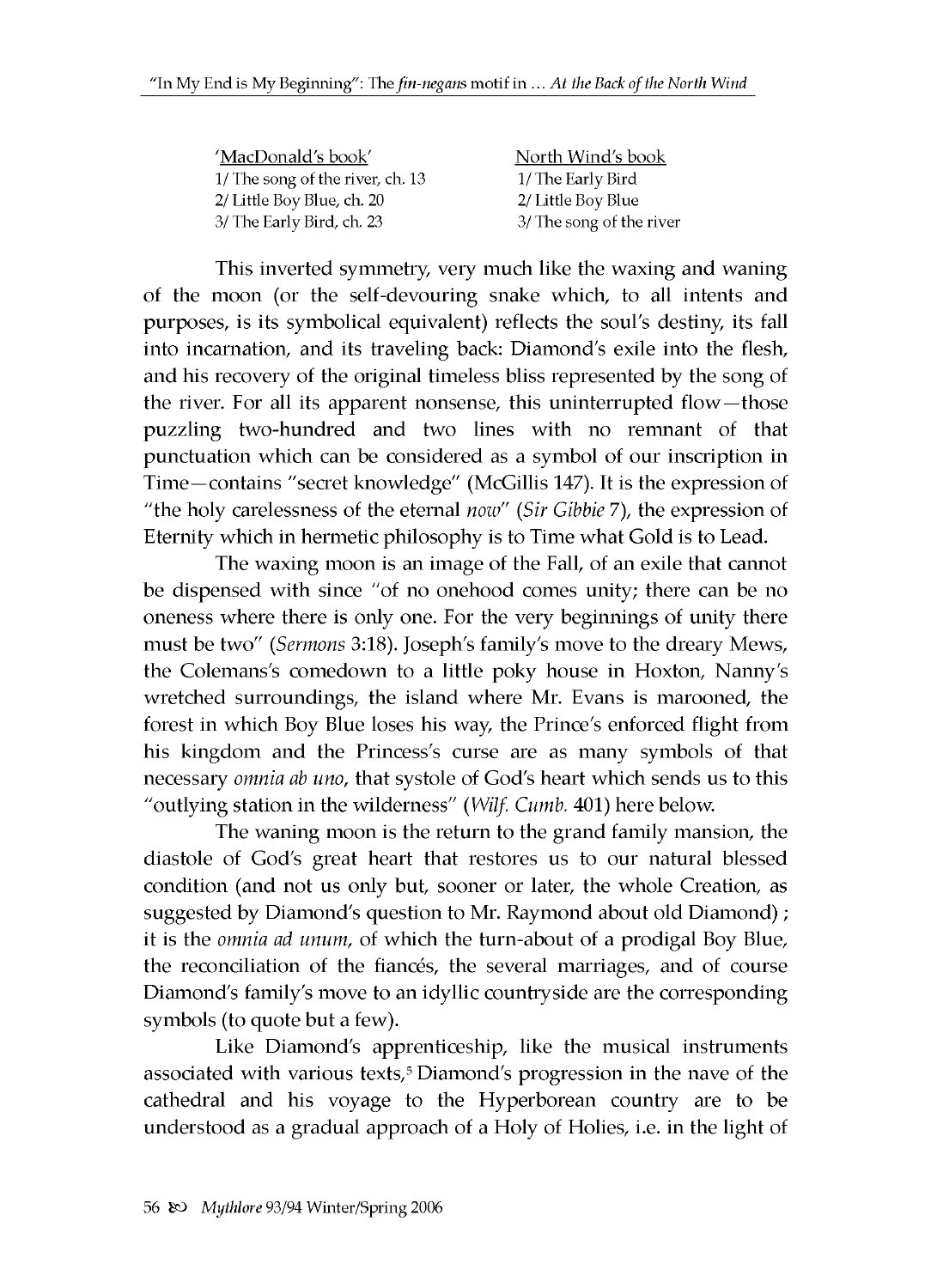| 'MacDonald's book' | North Wind's book |
|---|---|
| 1/ The song of the river, ch. 13 | 1/ The Early Bird |
| 2/ Little Boy Blue, ch. 20 | 2/ Little Boy Blue |
| 3/ The Early Bird, ch. 23 | 3/ The song of the river |

This inverted symmetry, very much like the waxing and waning of the moon (or the self-devouring snake which, to all intents and purposes, is its symbolical equivalent) reflects the soul's destiny, its fall into incarnation, and its traveling back: Diamond's exile into the flesh, and his recovery of the original timeless bliss represented by the song of the river. For all its apparent nonsense, this uninterrupted flow—those puzzling two-hundred and two lines with no remnant of that punctuation which can be considered as a symbol of our inscription in Time—contains "secret knowledge" (McGillis 147). It is the expression of "the holy carelessness of the eternal *now*" (*Sir Gibbie* 7), the expression of Eternity which in hermetic philosophy is to Time what Gold is to Lead.

The waxing moon is an image of the Fall, of an exile that cannot be dispensed with since "of no onehood comes unity; there can be no oneness where there is only one. For the very beginnings of unity there must be two" (*Sermons* 3:18). Joseph's family's move to the dreary Mews, the Colemans's comedown to a little poky house in Hoxton, Nanny's wretched surroundings, the island where Mr. Evans is marooned, the forest in which Boy Blue loses his way, the Prince's enforced flight from his kingdom and the Princess's curse are as many symbols of that necessary *omnia ab uno*, that systole of God's heart which sends us to this "outlying station in the wilderness" (*Wilf. Cumb.* 401) here below.

The waning moon is the return to the grand family mansion, the diastole of God's great heart that restores us to our natural blessed condition (and not us only but, sooner or later, the whole Creation, as suggested by Diamond's question to Mr. Raymond about old Diamond) ; it is the *omnia ad unum*, of which the turn-about of a prodigal Boy Blue, the reconciliation of the fiancés, the several marriages, and of course Diamond's family's move to an idyllic countryside are the corresponding symbols (to quote but a few).

Like Diamond's apprenticeship, like the musical instruments associated with various texts,[5] Diamond's progression in the nave of the cathedral and his voyage to the Hyperborean country are to be understood as a gradual approach of a Holy of Holies, i.e. in the light of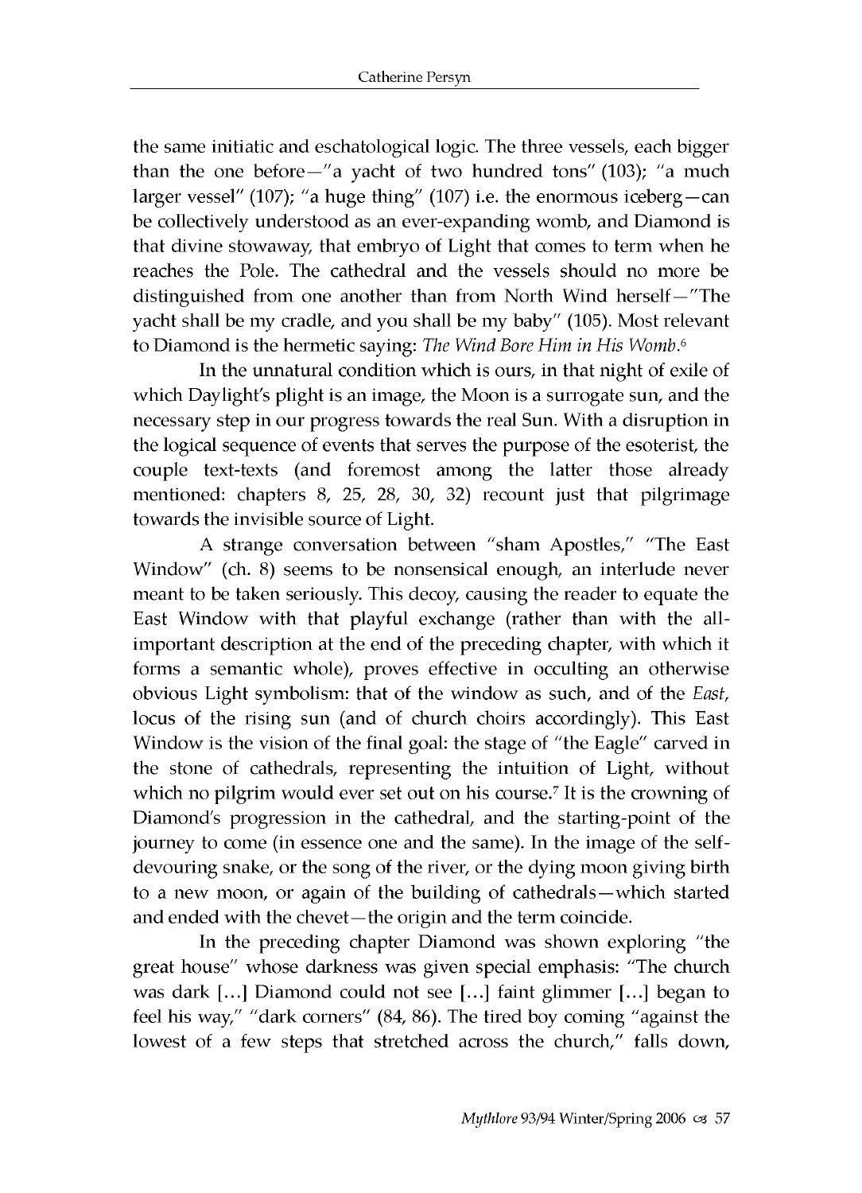the same initiatic and eschatological logic. The three vessels, each bigger than the one before—"a yacht of two hundred tons" (103); "a much larger vessel" (107); "a huge thing" (107) i.e. the enormous iceberg—can be collectively understood as an ever-expanding womb, and Diamond is that divine stowaway, that embryo of Light that comes to term when he reaches the Pole. The cathedral and the vessels should no more be distinguished from one another than from North Wind herself—"The yacht shall be my cradle, and you shall be my baby" (105). Most relevant to Diamond is the hermetic saying: *The Wind Bore Him in His Womb*.[6]

In the unnatural condition which is ours, in that night of exile of which Daylight's plight is an image, the Moon is a surrogate sun, and the necessary step in our progress towards the real Sun. With a disruption in the logical sequence of events that serves the purpose of the esoterist, the couple text-texts (and foremost among the latter those already mentioned: chapters 8, 25, 28, 30, 32) recount just that pilgrimage towards the invisible source of Light.

A strange conversation between "sham Apostles," "The East Window" (ch. 8) seems to be nonsensical enough, an interlude never meant to be taken seriously. This decoy, causing the reader to equate the East Window with that playful exchange (rather than with the all-important description at the end of the preceding chapter, with which it forms a semantic whole), proves effective in occulting an otherwise obvious Light symbolism: that of the window as such, and of the *East*, locus of the rising sun (and of church choirs accordingly). This East Window is the vision of the final goal: the stage of "the Eagle" carved in the stone of cathedrals, representing the intuition of Light, without which no pilgrim would ever set out on his course.[7] It is the crowning of Diamond's progression in the cathedral, and the starting-point of the journey to come (in essence one and the same). In the image of the self-devouring snake, or the song of the river, or the dying moon giving birth to a new moon, or again of the building of cathedrals—which started and ended with the chevet—the origin and the term coincide.

In the preceding chapter Diamond was shown exploring "the great house" whose darkness was given special emphasis: "The church was dark [...] Diamond could not see [...] faint glimmer [...] began to feel his way," "dark corners" (84, 86). The tired boy coming "against the lowest of a few steps that stretched across the church," falls down,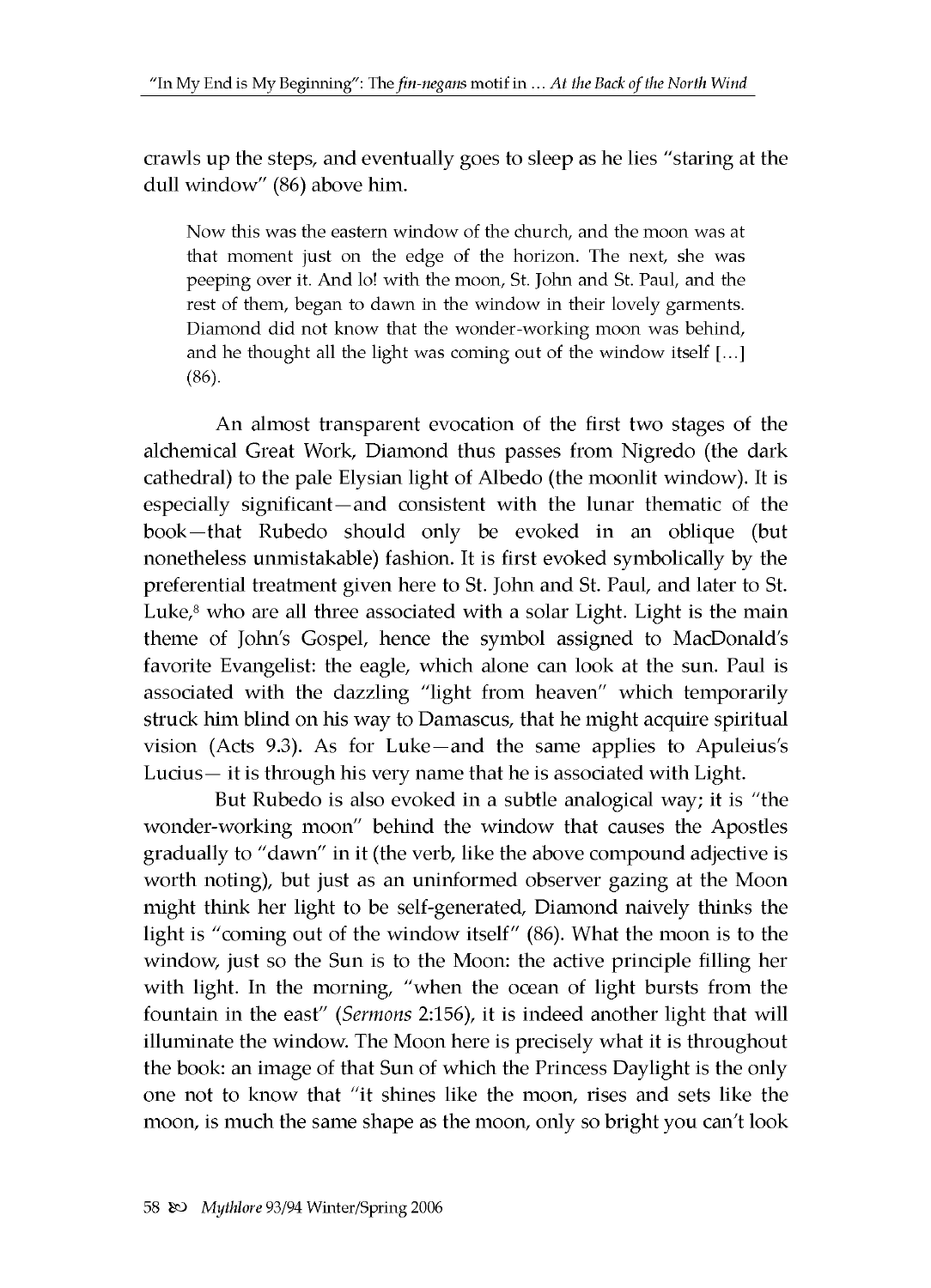crawls up the steps, and eventually goes to sleep as he lies "staring at the dull window" (86) above him.

> Now this was the eastern window of the church, and the moon was at that moment just on the edge of the horizon. The next, she was peeping over it. And lo! with the moon, St. John and St. Paul, and the rest of them, began to dawn in the window in their lovely garments. Diamond did not know that the wonder-working moon was behind, and he thought all the light was coming out of the window itself [...] (86).

An almost transparent evocation of the first two stages of the alchemical Great Work, Diamond thus passes from Nigredo (the dark cathedral) to the pale Elysian light of Albedo (the moonlit window). It is especially significant—and consistent with the lunar thematic of the book—that Rubedo should only be evoked in an oblique (but nonetheless unmistakable) fashion. It is first evoked symbolically by the preferential treatment given here to St. John and St. Paul, and later to St. Luke,[8] who are all three associated with a solar Light. Light is the main theme of John's Gospel, hence the symbol assigned to MacDonald's favorite Evangelist: the eagle, which alone can look at the sun. Paul is associated with the dazzling "light from heaven" which temporarily struck him blind on his way to Damascus, that he might acquire spiritual vision (Acts 9.3). As for Luke—and the same applies to Apuleius's Lucius— it is through his very name that he is associated with Light.

But Rubedo is also evoked in a subtle analogical way; it is "the wonder-working moon" behind the window that causes the Apostles gradually to "dawn" in it (the verb, like the above compound adjective is worth noting), but just as an uninformed observer gazing at the Moon might think her light to be self-generated, Diamond naively thinks the light is "coming out of the window itself" (86). What the moon is to the window, just so the Sun is to the Moon: the active principle filling her with light. In the morning, "when the ocean of light bursts from the fountain in the east" (*Sermons* 2:156), it is indeed another light that will illuminate the window. The Moon here is precisely what it is throughout the book: an image of that Sun of which the Princess Daylight is the only one not to know that "it shines like the moon, rises and sets like the moon, is much the same shape as the moon, only so bright you can't look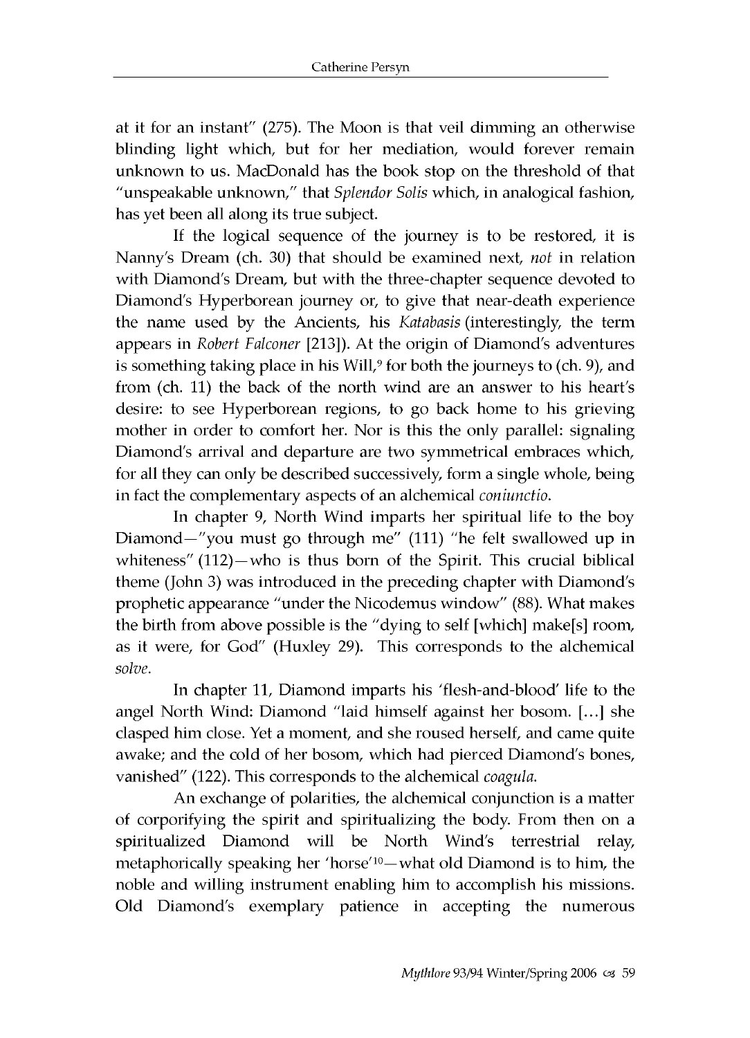at it for an instant" (275). The Moon is that veil dimming an otherwise blinding light which, but for her mediation, would forever remain unknown to us. MacDonald has the book stop on the threshold of that "unspeakable unknown," that *Splendor Solis* which, in analogical fashion, has yet been all along its true subject.

If the logical sequence of the journey is to be restored, it is Nanny's Dream (ch. 30) that should be examined next, *not* in relation with Diamond's Dream, but with the three-chapter sequence devoted to Diamond's Hyperborean journey or, to give that near-death experience the name used by the Ancients, his *Katabasis* (interestingly, the term appears in *Robert Falconer* [213]). At the origin of Diamond's adventures is something taking place in his Will,[9] for both the journeys to (ch. 9), and from (ch. 11) the back of the north wind are an answer to his heart's desire: to see Hyperborean regions, to go back home to his grieving mother in order to comfort her. Nor is this the only parallel: signaling Diamond's arrival and departure are two symmetrical embraces which, for all they can only be described successively, form a single whole, being in fact the complementary aspects of an alchemical *coniunctio*.

In chapter 9, North Wind imparts her spiritual life to the boy Diamond—"you must go through me" (111) "he felt swallowed up in whiteness" (112)—who is thus born of the Spirit. This crucial biblical theme (John 3) was introduced in the preceding chapter with Diamond's prophetic appearance "under the Nicodemus window" (88). What makes the birth from above possible is the "dying to self [which] make[s] room, as it were, for God" (Huxley 29). This corresponds to the alchemical *solve*.

In chapter 11, Diamond imparts his 'flesh-and-blood' life to the angel North Wind: Diamond "laid himself against her bosom. [...] she clasped him close. Yet a moment, and she roused herself, and came quite awake; and the cold of her bosom, which had pierced Diamond's bones, vanished" (122). This corresponds to the alchemical *coagula*.

An exchange of polarities, the alchemical conjunction is a matter of corporifying the spirit and spiritualizing the body. From then on a spiritualized Diamond will be North Wind's terrestrial relay, metaphorically speaking her 'horse'[10]—what old Diamond is to him, the noble and willing instrument enabling him to accomplish his missions. Old Diamond's exemplary patience in accepting the numerous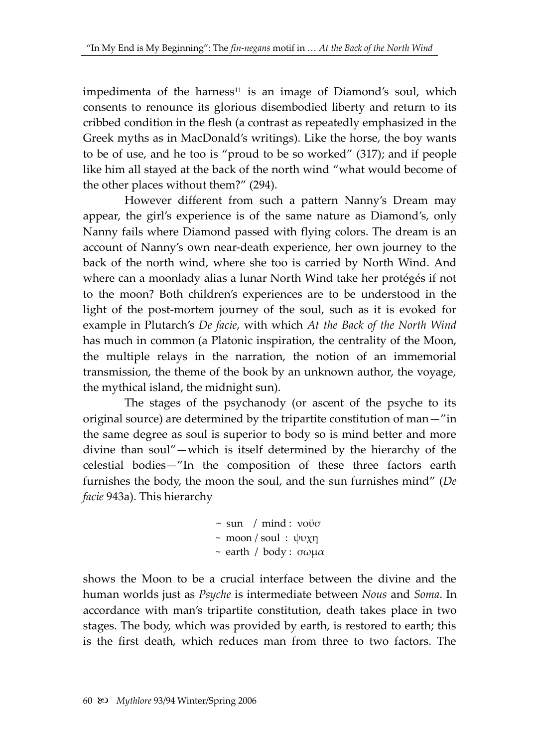impedimenta of the harness[11] is an image of Diamond's soul, which consents to renounce its glorious disembodied liberty and return to its cribbed condition in the flesh (a contrast as repeatedly emphasized in the Greek myths as in MacDonald's writings). Like the horse, the boy wants to be of use, and he too is "proud to be so worked" (317); and if people like him all stayed at the back of the north wind "what would become of the other places without them?" (294).

However different from such a pattern Nanny's Dream may appear, the girl's experience is of the same nature as Diamond's, only Nanny fails where Diamond passed with flying colors. The dream is an account of Nanny's own near-death experience, her own journey to the back of the north wind, where she too is carried by North Wind. And where can a moonlady alias a lunar North Wind take her protégés if not to the moon? Both children's experiences are to be understood in the light of the post-mortem journey of the soul, such as it is evoked for example in Plutarch's *De facie*, with which *At the Back of the North Wind* has much in common (a Platonic inspiration, the centrality of the Moon, the multiple relays in the narration, the notion of an immemorial transmission, the theme of the book by an unknown author, the voyage, the mythical island, the midnight sun).

The stages of the psychanody (or ascent of the psyche to its original source) are determined by the tripartite constitution of man—"in the same degree as soul is superior to body so is mind better and more divine than soul"—which is itself determined by the hierarchy of the celestial bodies—"In the composition of these three factors earth furnishes the body, the moon the soul, and the sun furnishes mind" (*De facie* 943a). This hierarchy

~ sun / mind : νοϋσ
~ moon / soul : ψυχη
~ earth / body : σωμα

shows the Moon to be a crucial interface between the divine and the human worlds just as *Psyche* is intermediate between *Nous* and *Soma*. In accordance with man's tripartite constitution, death takes place in two stages. The body, which was provided by earth, is restored to earth; this is the first death, which reduces man from three to two factors. The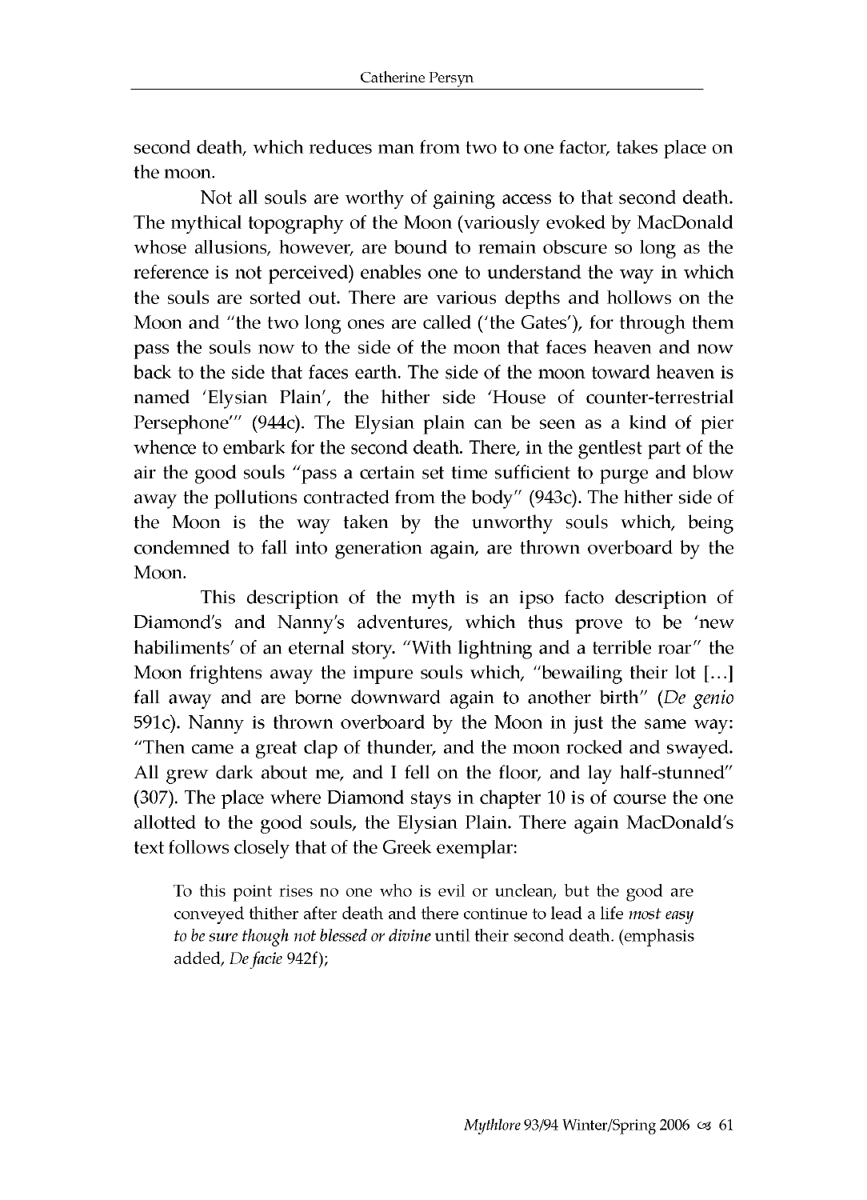second death, which reduces man from two to one factor, takes place on the moon.

Not all souls are worthy of gaining access to that second death. The mythical topography of the Moon (variously evoked by MacDonald whose allusions, however, are bound to remain obscure so long as the reference is not perceived) enables one to understand the way in which the souls are sorted out. There are various depths and hollows on the Moon and "the two long ones are called ('the Gates'), for through them pass the souls now to the side of the moon that faces heaven and now back to the side that faces earth. The side of the moon toward heaven is named 'Elysian Plain', the hither side 'House of counter-terrestrial Persephone'" (944c). The Elysian plain can be seen as a kind of pier whence to embark for the second death. There, in the gentlest part of the air the good souls "pass a certain set time sufficient to purge and blow away the pollutions contracted from the body" (943c). The hither side of the Moon is the way taken by the unworthy souls which, being condemned to fall into generation again, are thrown overboard by the Moon.

This description of the myth is an ipso facto description of Diamond's and Nanny's adventures, which thus prove to be 'new habiliments' of an eternal story. "With lightning and a terrible roar" the Moon frightens away the impure souls which, "bewailing their lot [...] fall away and are borne downward again to another birth" (*De genio* 591c). Nanny is thrown overboard by the Moon in just the same way: "Then came a great clap of thunder, and the moon rocked and swayed. All grew dark about me, and I fell on the floor, and lay half-stunned" (307). The place where Diamond stays in chapter 10 is of course the one allotted to the good souls, the Elysian Plain. There again MacDonald's text follows closely that of the Greek exemplar:

> To this point rises no one who is evil or unclean, but the good are conveyed thither after death and there continue to lead a life *most easy to be sure though not blessed or divine* until their second death. (emphasis added, *De facie* 942f);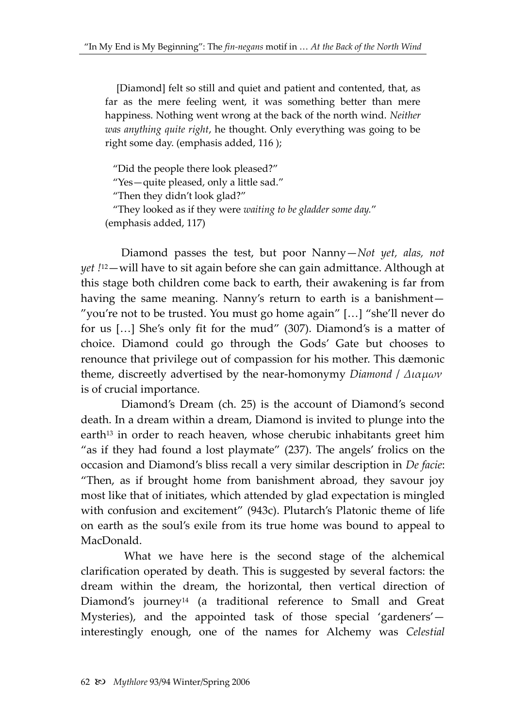[Diamond] felt so still and quiet and patient and contented, that, as far as the mere feeling went, it was something better than mere happiness. Nothing went wrong at the back of the north wind. *Neither was anything quite right*, he thought. Only everything was going to be right some day. (emphasis added, 116 );

> "Did the people there look pleased?"
> "Yes—quite pleased, only a little sad."
> "Then they didn't look glad?"
> "They looked as if they were *waiting to be gladder some day*."
> (emphasis added, 117)

Diamond passes the test, but poor Nanny—*Not yet, alas, not yet !*[12]—will have to sit again before she can gain admittance. Although at this stage both children come back to earth, their awakening is far from having the same meaning. Nanny's return to earth is a banishment—"you're not to be trusted. You must go home again" […] "she'll never do for us […] She's only fit for the mud" (307). Diamond's is a matter of choice. Diamond could go through the Gods' Gate but chooses to renounce that privilege out of compassion for his mother. This dæmonic theme, discreetly advertised by the near-homonymy *Diamond* / *Διαμων* is of crucial importance.

Diamond's Dream (ch. 25) is the account of Diamond's second death. In a dream within a dream, Diamond is invited to plunge into the earth[13] in order to reach heaven, whose cherubic inhabitants greet him "as if they had found a lost playmate" (237). The angels' frolics on the occasion and Diamond's bliss recall a very similar description in *De facie*: "Then, as if brought home from banishment abroad, they savour joy most like that of initiates, which attended by glad expectation is mingled with confusion and excitement" (943c). Plutarch's Platonic theme of life on earth as the soul's exile from its true home was bound to appeal to MacDonald.

What we have here is the second stage of the alchemical clarification operated by death. This is suggested by several factors: the dream within the dream, the horizontal, then vertical direction of Diamond's journey[14] (a traditional reference to Small and Great Mysteries), and the appointed task of those special 'gardeners'—interestingly enough, one of the names for Alchemy was *Celestial*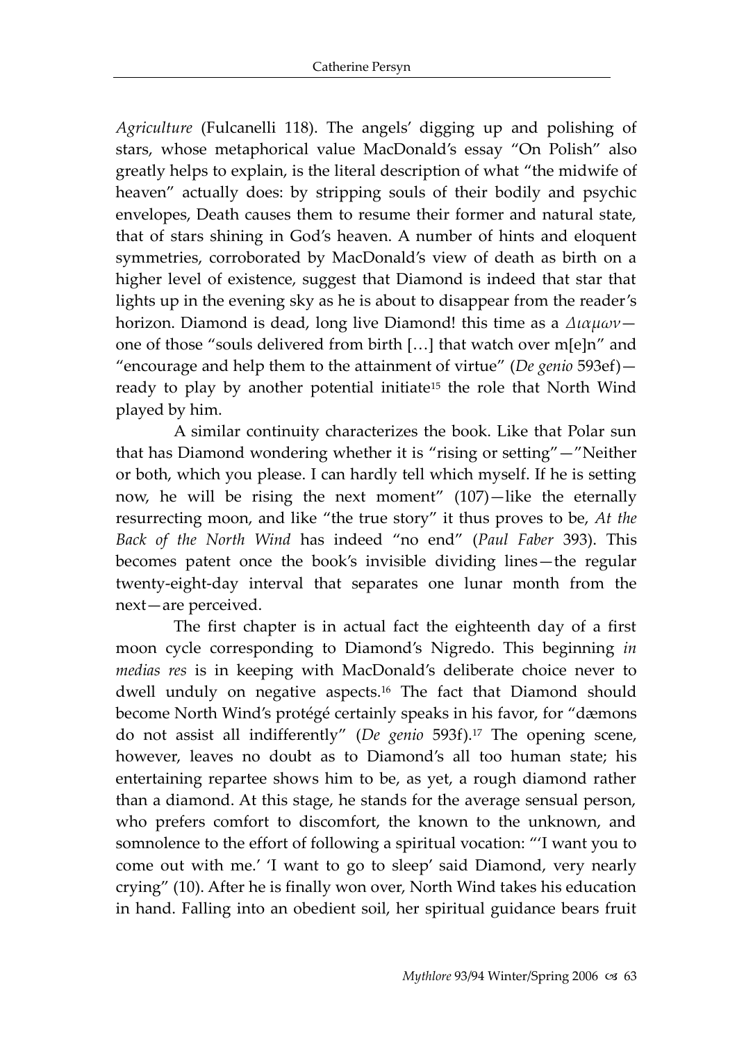*Agriculture* (Fulcanelli 118). The angels' digging up and polishing of stars, whose metaphorical value MacDonald's essay "On Polish" also greatly helps to explain, is the literal description of what "the midwife of heaven" actually does: by stripping souls of their bodily and psychic envelopes, Death causes them to resume their former and natural state, that of stars shining in God's heaven. A number of hints and eloquent symmetries, corroborated by MacDonald's view of death as birth on a higher level of existence, suggest that Diamond is indeed that star that lights up in the evening sky as he is about to disappear from the reader's horizon. Diamond is dead, long live Diamond! this time as a *Διαμων*—one of those "souls delivered from birth […] that watch over m[e]n" and "encourage and help them to the attainment of virtue" (*De genio* 593ef)—ready to play by another potential initiate[15] the role that North Wind played by him.

A similar continuity characterizes the book. Like that Polar sun that has Diamond wondering whether it is "rising or setting"—"Neither or both, which you please. I can hardly tell which myself. If he is setting now, he will be rising the next moment" (107)—like the eternally resurrecting moon, and like "the true story" it thus proves to be, *At the Back of the North Wind* has indeed "no end" (*Paul Faber* 393). This becomes patent once the book's invisible dividing lines—the regular twenty-eight-day interval that separates one lunar month from the next—are perceived.

The first chapter is in actual fact the eighteenth day of a first moon cycle corresponding to Diamond's Nigredo. This beginning *in medias res* is in keeping with MacDonald's deliberate choice never to dwell unduly on negative aspects.[16] The fact that Diamond should become North Wind's protégé certainly speaks in his favor, for "dæmons do not assist all indifferently" (*De genio* 593f).[17] The opening scene, however, leaves no doubt as to Diamond's all too human state; his entertaining repartee shows him to be, as yet, a rough diamond rather than a diamond. At this stage, he stands for the average sensual person, who prefers comfort to discomfort, the known to the unknown, and somnolence to the effort of following a spiritual vocation: "'I want you to come out with me.' 'I want to go to sleep' said Diamond, very nearly crying" (10). After he is finally won over, North Wind takes his education in hand. Falling into an obedient soil, her spiritual guidance bears fruit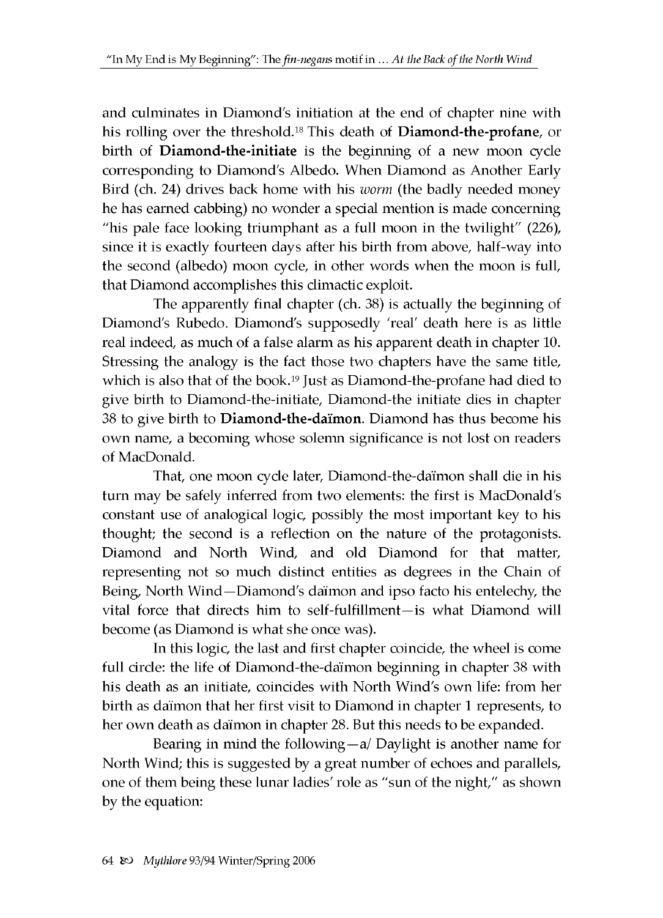and culminates in Diamond's initiation at the end of chapter nine with his rolling over the threshold.[18] This death of **Diamond-the-profane**, or birth of **Diamond-the-initiate** is the beginning of a new moon cycle corresponding to Diamond's Albedo. When Diamond as Another Early Bird (ch. 24) drives back home with his *worm* (the badly needed money he has earned cabbing) no wonder a special mention is made concerning "his pale face looking triumphant as a full moon in the twilight" (226), since it is exactly fourteen days after his birth from above, half-way into the second (albedo) moon cycle, in other words when the moon is full, that Diamond accomplishes this climactic exploit.

The apparently final chapter (ch. 38) is actually the beginning of Diamond's Rubedo. Diamond's supposedly 'real' death here is as little real indeed, as much of a false alarm as his apparent death in chapter 10. Stressing the analogy is the fact those two chapters have the same title, which is also that of the book.[19] Just as Diamond-the-profane had died to give birth to Diamond-the-initiate, Diamond-the initiate dies in chapter 38 to give birth to **Diamond-the-daïmon**. Diamond has thus become his own name, a becoming whose solemn significance is not lost on readers of MacDonald.

That, one moon cycle later, Diamond-the-daïmon shall die in his turn may be safely inferred from two elements: the first is MacDonald's constant use of analogical logic, possibly the most important key to his thought; the second is a reflection on the nature of the protagonists. Diamond and North Wind, and old Diamond for that matter, representing not so much distinct entities as degrees in the Chain of Being, North Wind—Diamond's daïmon and ipso facto his entelechy, the vital force that directs him to self-fulfillment—is what Diamond will become (as Diamond is what she once was).

In this logic, the last and first chapter coincide, the wheel is come full circle: the life of Diamond-the-daïmon beginning in chapter 38 with his death as an initiate, coincides with North Wind's own life: from her birth as daïmon that her first visit to Diamond in chapter 1 represents, to her own death as daïmon in chapter 28. But this needs to be expanded.

Bearing in mind the following—a/ Daylight is another name for North Wind; this is suggested by a great number of echoes and parallels, one of them being these lunar ladies' role as "sun of the night," as shown by the equation: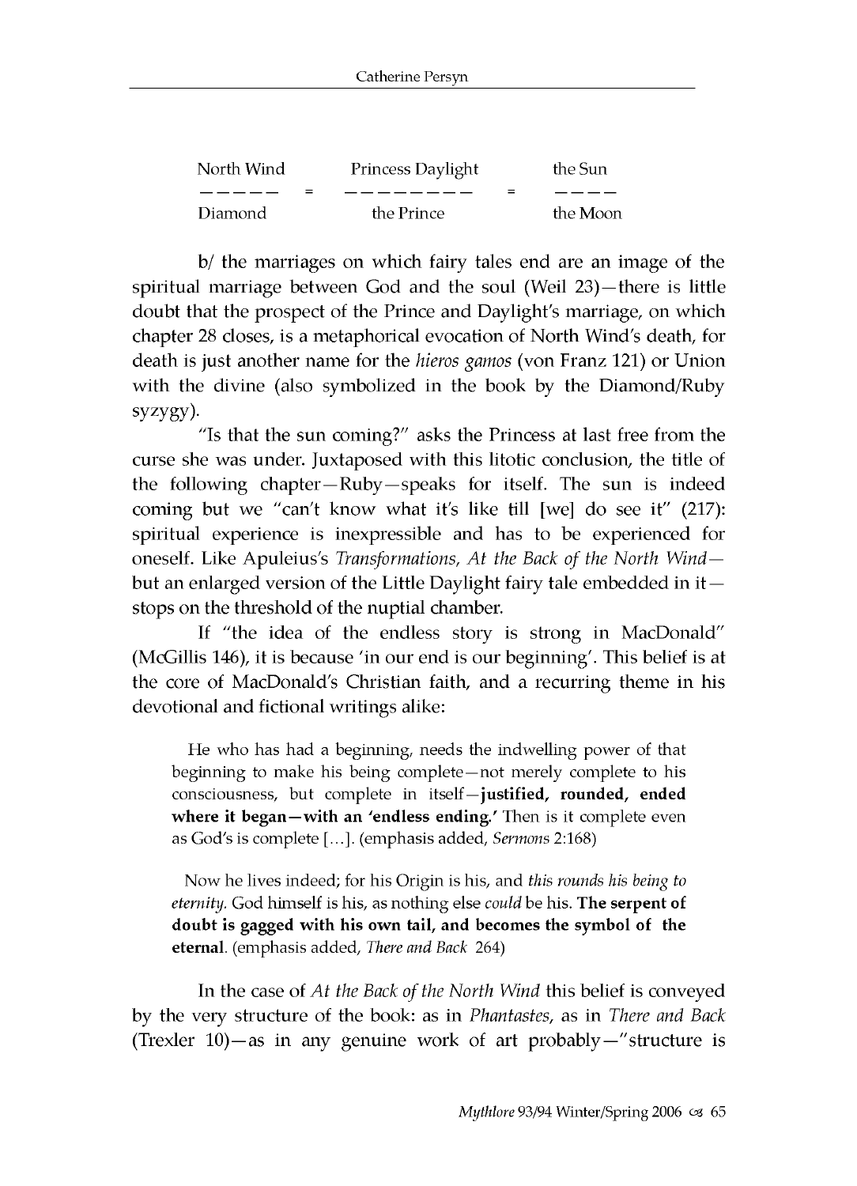| North Wind | | Princess Daylight | | the Sun |
|---|---|---|---|---|
| Diamond | = | the Prince | = | the Moon |

b/ the marriages on which fairy tales end are an image of the spiritual marriage between God and the soul (Weil 23)—there is little doubt that the prospect of the Prince and Daylight's marriage, on which chapter 28 closes, is a metaphorical evocation of North Wind's death, for death is just another name for the *hieros gamos* (von Franz 121) or Union with the divine (also symbolized in the book by the Diamond/Ruby syzygy).

"Is that the sun coming?" asks the Princess at last free from the curse she was under. Juxtaposed with this litotic conclusion, the title of the following chapter—Ruby—speaks for itself. The sun is indeed coming but we "can't know what it's like till [we] do see it" (217): spiritual experience is inexpressible and has to be experienced for oneself. Like Apuleius's *Transformations*, *At the Back of the North Wind*—but an enlarged version of the Little Daylight fairy tale embedded in it—stops on the threshold of the nuptial chamber.

If "the idea of the endless story is strong in MacDonald" (McGillis 146), it is because 'in our end is our beginning'. This belief is at the core of MacDonald's Christian faith, and a recurring theme in his devotional and fictional writings alike:

> He who has had a beginning, needs the indwelling power of that beginning to make his being complete—not merely complete to his consciousness, but complete in itself—**justified, rounded, ended where it began—with an 'endless ending.'** Then is it complete even as God's is complete [...]. (emphasis added, *Sermons* 2:168)

> Now he lives indeed; for his Origin is his, and *this rounds his being to eternity*. God himself is his, as nothing else *could* be his. **The serpent of doubt is gagged with his own tail, and becomes the symbol of the eternal**. (emphasis added, *There and Back* 264)

In the case of *At the Back of the North Wind* this belief is conveyed by the very structure of the book: as in *Phantastes*, as in *There and Back* (Trexler 10)—as in any genuine work of art probably—"structure is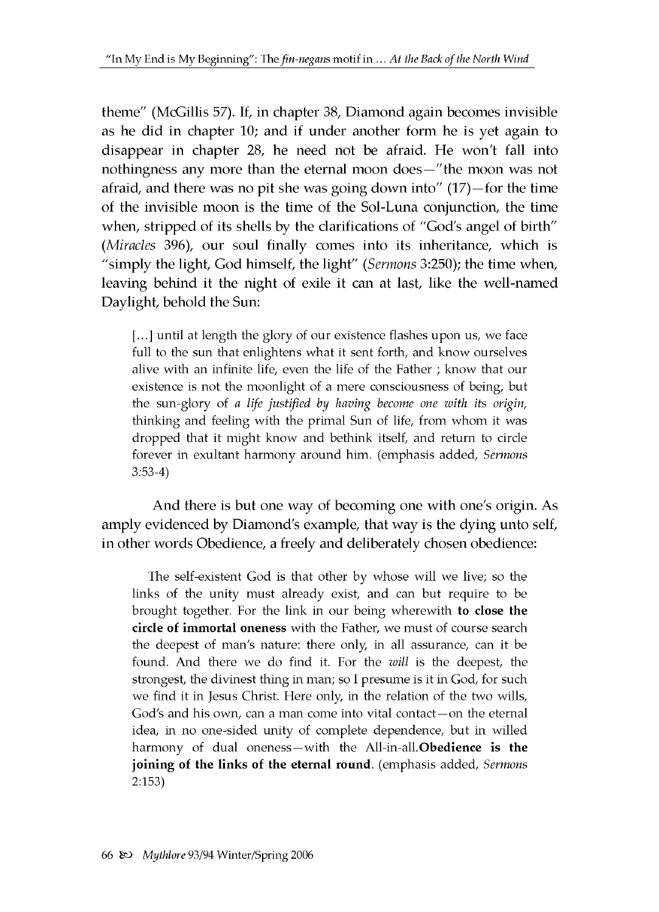theme" (McGillis 57). If, in chapter 38, Diamond again becomes invisible as he did in chapter 10; and if under another form he is yet again to disappear in chapter 28, he need not be afraid. He won't fall into nothingness any more than the eternal moon does—"the moon was not afraid, and there was no pit she was going down into" (17)—for the time of the invisible moon is the time of the Sol-Luna conjunction, the time when, stripped of its shells by the clarifications of "God's angel of birth" (*Miracles* 396), our soul finally comes into its inheritance, which is "simply the light, God himself, the light" (*Sermons* 3:250); the time when, leaving behind it the night of exile it can at last, like the well-named Daylight, behold the Sun:

> [...] until at length the glory of our existence flashes upon us, we face full to the sun that enlightens what it sent forth, and know ourselves alive with an infinite life, even the life of the Father ; know that our existence is not the moonlight of a mere consciousness of being, but the sun-glory of *a life justified by having become one with its origin*, thinking and feeling with the primal Sun of life, from whom it was dropped that it might know and bethink itself, and return to circle forever in exultant harmony around him. (emphasis added, *Sermons* 3:53-4)

And there is but one way of becoming one with one's origin. As amply evidenced by Diamond's example, that way is the dying unto self, in other words Obedience, a freely and deliberately chosen obedience:

> The self-existent God is that other by whose will we live; so the links of the unity must already exist, and can but require to be brought together. For the link in our being wherewith **to close the circle of immortal oneness** with the Father, we must of course search the deepest of man's nature: there only, in all assurance, can it be found. And there we do find it. For the *will* is the deepest, the strongest, the divinest thing in man; so I presume is it in God, for such we find it in Jesus Christ. Here only, in the relation of the two wills, God's and his own, can a man come into vital contact—on the eternal idea, in no one-sided unity of complete dependence, but in willed harmony of dual oneness—with the All-in-all.**Obedience is the joining of the links of the eternal round**. (emphasis added, *Sermons* 2:153)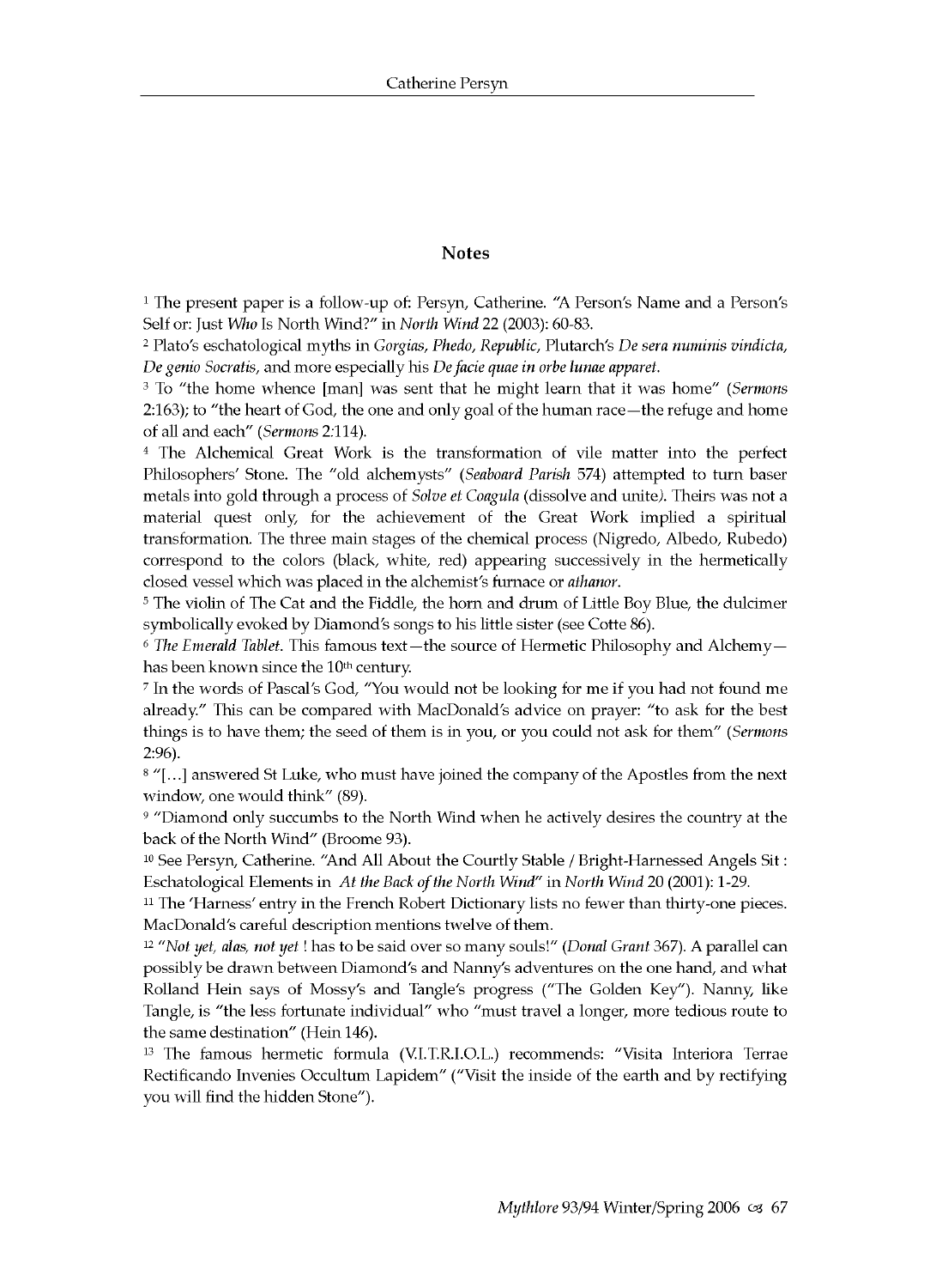## Notes

[1] The present paper is a follow-up of: Persyn, Catherine. "A Person's Name and a Person's Self or: Just *Who* Is North Wind?" in *North Wind* 22 (2003): 60-83.

[2] Plato's eschatological myths in *Gorgias, Phedo, Republic*, Plutarch's *De sera numinis vindicta, De genio Socratis*, and more especially his *De facie quae in orbe lunae apparet*.

[3] To "the home whence [man] was sent that he might learn that it was home" (*Sermons* 2:163); to "the heart of God, the one and only goal of the human race—the refuge and home of all and each" (*Sermons* 2:114).

[4] The Alchemical Great Work is the transformation of vile matter into the perfect Philosophers' Stone. The "old alchemysts" (*Seaboard Parish* 574) attempted to turn baser metals into gold through a process of *Solve et Coagula* (dissolve and unite). Theirs was not a material quest only, for the achievement of the Great Work implied a spiritual transformation. The three main stages of the chemical process (Nigredo, Albedo, Rubedo) correspond to the colors (black, white, red) appearing successively in the hermetically closed vessel which was placed in the alchemist's furnace or *athanor*.

[5] The violin of The Cat and the Fiddle, the horn and drum of Little Boy Blue, the dulcimer symbolically evoked by Diamond's songs to his little sister (see Cotte 86).

[6] *The Emerald Tablet*. This famous text—the source of Hermetic Philosophy and Alchemy—has been known since the 10th century.

[7] In the words of Pascal's God, "You would not be looking for me if you had not found me already." This can be compared with MacDonald's advice on prayer: "to ask for the best things is to have them; the seed of them is in you, or you could not ask for them" (*Sermons* 2:96).

[8] "[…] answered St Luke, who must have joined the company of the Apostles from the next window, one would think" (89).

[9] "Diamond only succumbs to the North Wind when he actively desires the country at the back of the North Wind" (Broome 93).

[10] See Persyn, Catherine. "And All About the Courtly Stable / Bright-Harnessed Angels Sit : Eschatological Elements in *At the Back of the North Wind*" in *North Wind* 20 (2001): 1-29.

[11] The 'Harness' entry in the French Robert Dictionary lists no fewer than thirty-one pieces. MacDonald's careful description mentions twelve of them.

[12] "*Not yet, alas, not yet* ! has to be said over so many souls!" (*Donal Grant* 367). A parallel can possibly be drawn between Diamond's and Nanny's adventures on the one hand, and what Rolland Hein says of Mossy's and Tangle's progress ("The Golden Key"). Nanny, like Tangle, is "the less fortunate individual" who "must travel a longer, more tedious route to the same destination" (Hein 146).

[13] The famous hermetic formula (V.I.T.R.I.O.L.) recommends: "Visita Interiora Terrae Rectificando Invenies Occultum Lapidem" ("Visit the inside of the earth and by rectifying you will find the hidden Stone").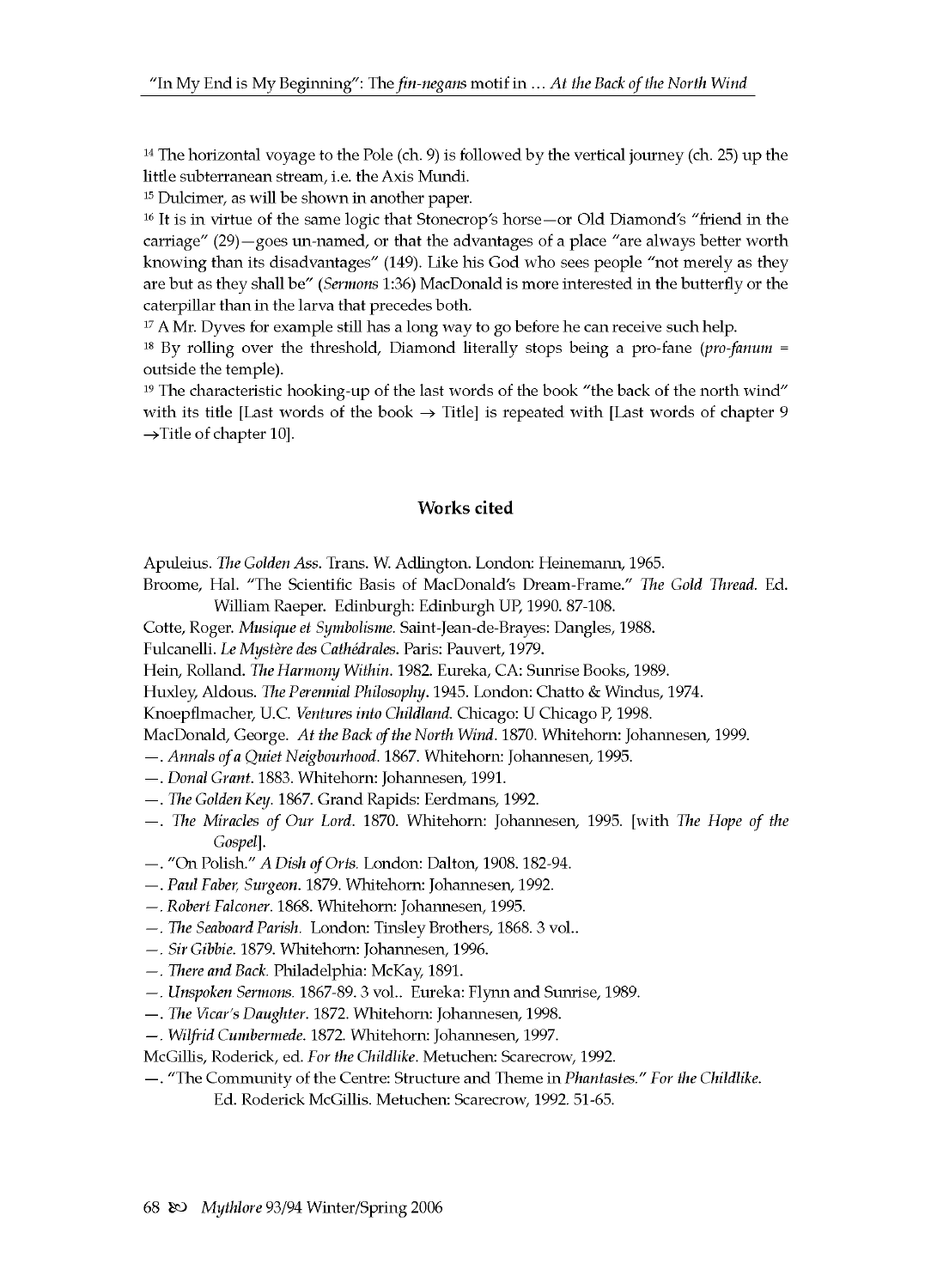[14] The horizontal voyage to the Pole (ch. 9) is followed by the vertical journey (ch. 25) up the little subterranean stream, i.e. the Axis Mundi.

[15] Dulcimer, as will be shown in another paper.

[16] It is in virtue of the same logic that Stonecrop's horse—or Old Diamond's "friend in the carriage" (29)—goes un-named, or that the advantages of a place "are always better worth knowing than its disadvantages" (149). Like his God who sees people "not merely as they are but as they shall be" (*Sermons* 1:36) MacDonald is more interested in the butterfly or the caterpillar than in the larva that precedes both.

[17] A Mr. Dyves for example still has a long way to go before he can receive such help.

[18] By rolling over the threshold, Diamond literally stops being a pro-fane (*pro-fanum* = outside the temple).

[19] The characteristic hooking-up of the last words of the book "the back of the north wind" with its title [Last words of the book → Title] is repeated with [Last words of chapter 9 →Title of chapter 10].

## Works cited

Apuleius. *The Golden Ass*. Trans. W. Adlington. London: Heinemann, 1965.

Broome, Hal. "The Scientific Basis of MacDonald's Dream-Frame." *The Gold Thread*. Ed. William Raeper. Edinburgh: Edinburgh UP, 1990. 87-108.

Cotte, Roger. *Musique et Symbolisme*. Saint-Jean-de-Brayes: Dangles, 1988.

Fulcanelli. *Le Mystère des Cathédrales*. Paris: Pauvert, 1979.

Hein, Rolland. *The Harmony Within*. 1982. Eureka, CA: Sunrise Books, 1989.

Huxley, Aldous. *The Perennial Philosophy*. 1945. London: Chatto & Windus, 1974.

Knoepflmacher, U.C. *Ventures into Childland*. Chicago: U Chicago P, 1998.

MacDonald, George. *At the Back of the North Wind*. 1870. Whitehorn: Johannesen, 1999.

—. *Annals of a Quiet Neigbourhood*. 1867. Whitehorn: Johannesen, 1995.

—. *Donal Grant*. 1883. Whitehorn: Johannesen, 1991.

—. *The Golden Key*. 1867. Grand Rapids: Eerdmans, 1992.

—. *The Miracles of Our Lord*. 1870. Whitehorn: Johannesen, 1995. [with *The Hope of the Gospel*].

—. "On Polish." *A Dish of Orts*. London: Dalton, 1908. 182-94.

—. *Paul Faber, Surgeon*. 1879. Whitehorn: Johannesen, 1992.

—. *Robert Falconer*. 1868. Whitehorn: Johannesen, 1995.

—. *The Seaboard Parish*. London: Tinsley Brothers, 1868. 3 vol..

—. *Sir Gibbie*. 1879. Whitehorn: Johannesen, 1996.

—. *There and Back*. Philadelphia: McKay, 1891.

—. *Unspoken Sermons*. 1867-89. 3 vol.. Eureka: Flynn and Sunrise, 1989.

—. *The Vicar's Daughter*. 1872. Whitehorn: Johannesen, 1998.

—. *Wilfrid Cumbermede*. 1872. Whitehorn: Johannesen, 1997.

McGillis, Roderick, ed. *For the Childlike*. Metuchen: Scarecrow, 1992.

—. "The Community of the Centre: Structure and Theme in *Phantastes*." *For the Childlike*. Ed. Roderick McGillis. Metuchen: Scarecrow, 1992. 51-65.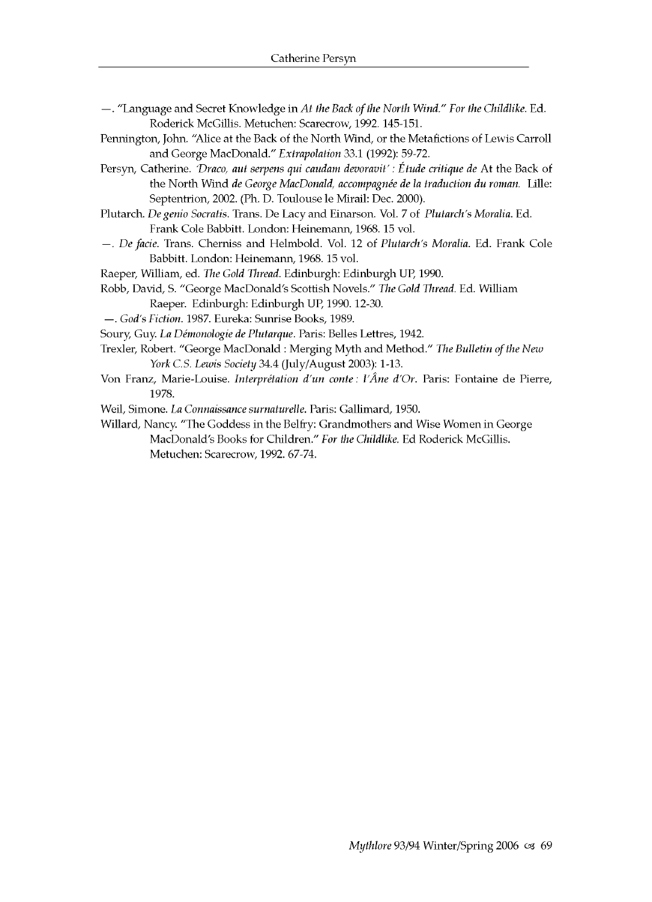—. "Language and Secret Knowledge in *At the Back of the North Wind*." *For the Childlike*. Ed. Roderick McGillis. Metuchen: Scarecrow, 1992. 145-151.

Pennington, John. "Alice at the Back of the North Wind, or the Metafictions of Lewis Carroll and George MacDonald." *Extrapolation* 33.1 (1992): 59-72.

Persyn, Catherine. *'Draco, aut serpens qui caudam devoravit' : Étude critique de* At the Back of the North Wind *de George MacDonald, accompagnée de la traduction du roman.* Lille: Septentrion, 2002. (Ph. D. Toulouse le Mirail: Dec. 2000).

Plutarch. *De genio Socratis*. Trans. De Lacy and Einarson. Vol. 7 of *Plutarch's Moralia*. Ed. Frank Cole Babbitt. London: Heinemann, 1968. 15 vol.

—. *De facie*. Trans. Cherniss and Helmbold. Vol. 12 of *Plutarch's Moralia*. Ed. Frank Cole Babbitt. London: Heinemann, 1968. 15 vol.

Raeper, William, ed. *The Gold Thread*. Edinburgh: Edinburgh UP, 1990.

Robb, David, S. "George MacDonald's Scottish Novels." *The Gold Thread*. Ed. William Raeper. Edinburgh: Edinburgh UP, 1990. 12-30.

—. *God's Fiction*. 1987. Eureka: Sunrise Books, 1989.

Soury, Guy. *La Démonologie de Plutarque*. Paris: Belles Lettres, 1942.

Trexler, Robert. "George MacDonald : Merging Myth and Method." *The Bulletin of the New York C.S. Lewis Society* 34.4 (July/August 2003): 1-13.

Von Franz, Marie-Louise. *Interprétation d'un conte : l'Âne d'Or*. Paris: Fontaine de Pierre, 1978.

Weil, Simone. *La Connaissance surnaturelle*. Paris: Gallimard, 1950.

Willard, Nancy. "The Goddess in the Belfry: Grandmothers and Wise Women in George MacDonald's Books for Children." *For the Childlike*. Ed Roderick McGillis. Metuchen: Scarecrow, 1992. 67-74.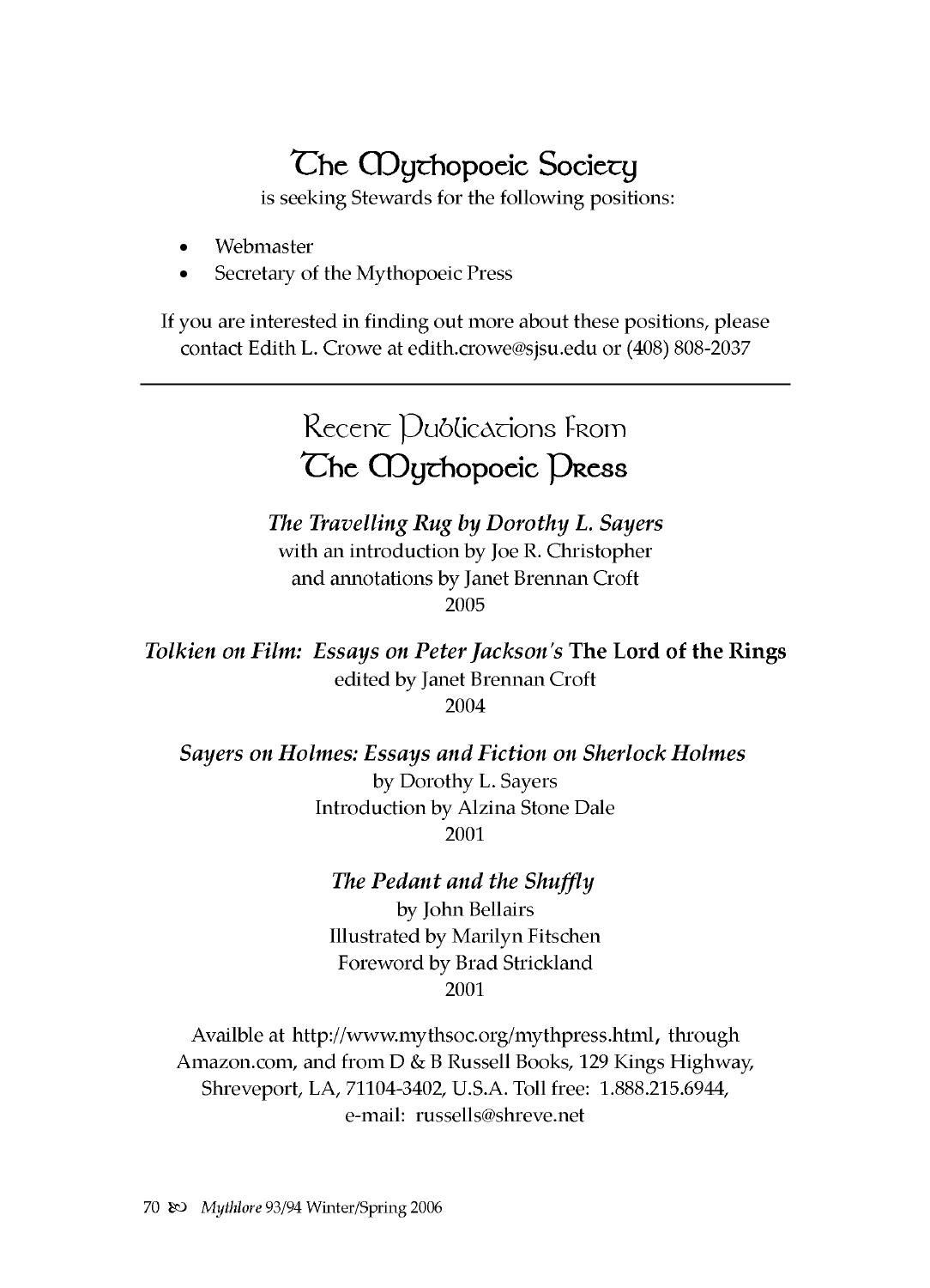# The Mythopoeic Society

is seeking Stewards for the following positions:

- Webmaster
- Secretary of the Mythopoeic Press

If you are interested in finding out more about these positions, please contact Edith L. Crowe at edith.crowe@sjsu.edu or (408) 808-2037

---

## Recent Publications From
## The Mythopoeic Press

*The Travelling Rug by Dorothy L. Sayers*
with an introduction by Joe R. Christopher
and annotations by Janet Brennan Croft
2005

*Tolkien on Film: Essays on Peter Jackson's* **The Lord of the Rings**
edited by Janet Brennan Croft
2004

*Sayers on Holmes: Essays and Fiction on Sherlock Holmes*
by Dorothy L. Sayers
Introduction by Alzina Stone Dale
2001

*The Pedant and the Shuffly*
by John Bellairs
Illustrated by Marilyn Fitschen
Foreword by Brad Strickland
2001

Availble at http://www.mythsoc.org/mythpress.html, through Amazon.com, and from D & B Russell Books, 129 Kings Highway, Shreveport, LA, 71104-3402, U.S.A. Toll free: 1.888.215.6944, e-mail: russells@shreve.net